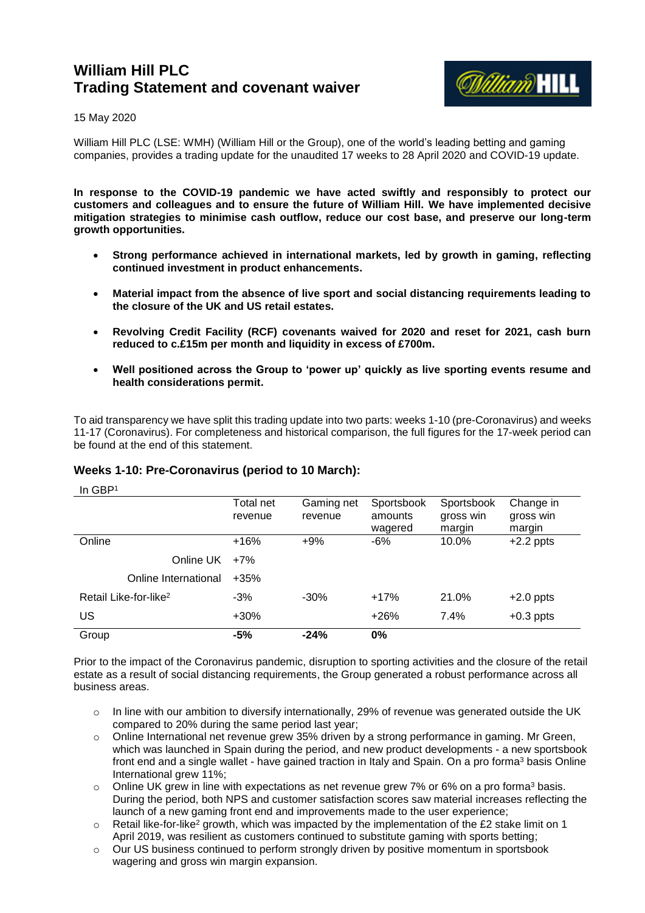# William Hill PLC
# Trading Statement and covenant waiver

15 May 2020

William Hill PLC (LSE: WMH) (William Hill or the Group), one of the world's leading betting and gaming companies, provides a trading update for the unaudited 17 weeks to 28 April 2020 and COVID-19 update.

**In response to the COVID-19 pandemic we have acted swiftly and responsibly to protect our customers and colleagues and to ensure the future of William Hill. We have implemented decisive mitigation strategies to minimise cash outflow, reduce our cost base, and preserve our long-term growth opportunities.**

- **Strong performance achieved in international markets, led by growth in gaming, reflecting continued investment in product enhancements.**
- **Material impact from the absence of live sport and social distancing requirements leading to the closure of the UK and US retail estates.**
- **Revolving Credit Facility (RCF) covenants waived for 2020 and reset for 2021, cash burn reduced to c.£15m per month and liquidity in excess of £700m.**
- **Well positioned across the Group to 'power up' quickly as live sporting events resume and health considerations permit.**

To aid transparency we have split this trading update into two parts: weeks 1-10 (pre-Coronavirus) and weeks 11-17 (Coronavirus). For completeness and historical comparison, the full figures for the 17-week period can be found at the end of this statement.

### Weeks 1-10: Pre-Coronavirus (period to 10 March):

In GBP[1]

| | Total net revenue | Gaming net revenue | Sportsbook amounts wagered | Sportsbook gross win margin | Change in gross win margin |
|---|---|---|---|---|---|
| Online | +16% | +9% | -6% | 10.0% | +2.2 ppts |
| Online UK | +7% | | | | |
| Online International | +35% | | | | |
| Retail Like-for-like[2] | -3% | -30% | +17% | 21.0% | +2.0 ppts |
| US | +30% | | +26% | 7.4% | +0.3 ppts |
| Group | **-5%** | **-24%** | **0%** | | |

Prior to the impact of the Coronavirus pandemic, disruption to sporting activities and the closure of the retail estate as a result of social distancing requirements, the Group generated a robust performance across all business areas.

- In line with our ambition to diversify internationally, 29% of revenue was generated outside the UK compared to 20% during the same period last year;
- Online International net revenue grew 35% driven by a strong performance in gaming. Mr Green, which was launched in Spain during the period, and new product developments - a new sportsbook front end and a single wallet - have gained traction in Italy and Spain. On a pro forma[3] basis Online International grew 11%;
- Online UK grew in line with expectations as net revenue grew 7% or 6% on a pro forma[3] basis. During the period, both NPS and customer satisfaction scores saw material increases reflecting the launch of a new gaming front end and improvements made to the user experience;
- Retail like-for-like[2] growth, which was impacted by the implementation of the £2 stake limit on 1 April 2019, was resilient as customers continued to substitute gaming with sports betting;
- Our US business continued to perform strongly driven by positive momentum in sportsbook wagering and gross win margin expansion.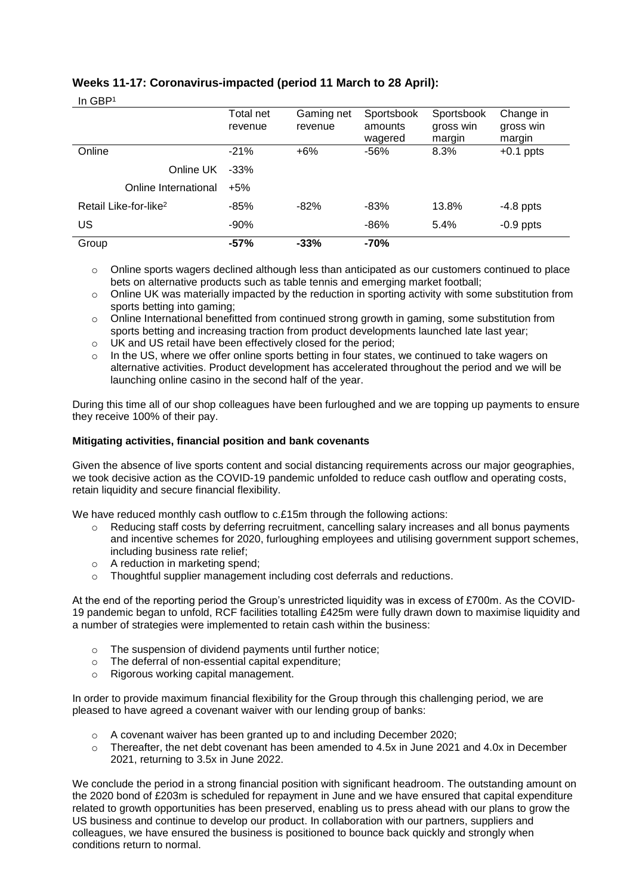## Weeks 11-17: Coronavirus-impacted (period 11 March to 28 April):

In GBP[1]

| | Total net revenue | Gaming net revenue | Sportsbook amounts wagered | Sportsbook gross win margin | Change in gross win margin |
|---|---|---|---|---|---|
| Online | -21% | +6% | -56% | 8.3% | +0.1 ppts |
| Online UK | -33% | | | | |
| Online International | +5% | | | | |
| Retail Like-for-like[2] | -85% | -82% | -83% | 13.8% | -4.8 ppts |
| US | -90% | | -86% | 5.4% | -0.9 ppts |
| **Group** | **-57%** | **-33%** | **-70%** | | |

- Online sports wagers declined although less than anticipated as our customers continued to place bets on alternative products such as table tennis and emerging market football;
- Online UK was materially impacted by the reduction in sporting activity with some substitution from sports betting into gaming;
- Online International benefitted from continued strong growth in gaming, some substitution from sports betting and increasing traction from product developments launched late last year;
- UK and US retail have been effectively closed for the period;
- In the US, where we offer online sports betting in four states, we continued to take wagers on alternative activities. Product development has accelerated throughout the period and we will be launching online casino in the second half of the year.

During this time all of our shop colleagues have been furloughed and we are topping up payments to ensure they receive 100% of their pay.

### Mitigating activities, financial position and bank covenants

Given the absence of live sports content and social distancing requirements across our major geographies, we took decisive action as the COVID-19 pandemic unfolded to reduce cash outflow and operating costs, retain liquidity and secure financial flexibility.

We have reduced monthly cash outflow to c.£15m through the following actions:

- Reducing staff costs by deferring recruitment, cancelling salary increases and all bonus payments and incentive schemes for 2020, furloughing employees and utilising government support schemes, including business rate relief;
- A reduction in marketing spend;
- Thoughtful supplier management including cost deferrals and reductions.

At the end of the reporting period the Group's unrestricted liquidity was in excess of £700m. As the COVID-19 pandemic began to unfold, RCF facilities totalling £425m were fully drawn down to maximise liquidity and a number of strategies were implemented to retain cash within the business:

- The suspension of dividend payments until further notice;
- The deferral of non-essential capital expenditure;
- Rigorous working capital management.

In order to provide maximum financial flexibility for the Group through this challenging period, we are pleased to have agreed a covenant waiver with our lending group of banks:

- A covenant waiver has been granted up to and including December 2020;
- Thereafter, the net debt covenant has been amended to 4.5x in June 2021 and 4.0x in December 2021, returning to 3.5x in June 2022.

We conclude the period in a strong financial position with significant headroom. The outstanding amount on the 2020 bond of £203m is scheduled for repayment in June and we have ensured that capital expenditure related to growth opportunities has been preserved, enabling us to press ahead with our plans to grow the US business and continue to develop our product. In collaboration with our partners, suppliers and colleagues, we have ensured the business is positioned to bounce back quickly and strongly when conditions return to normal.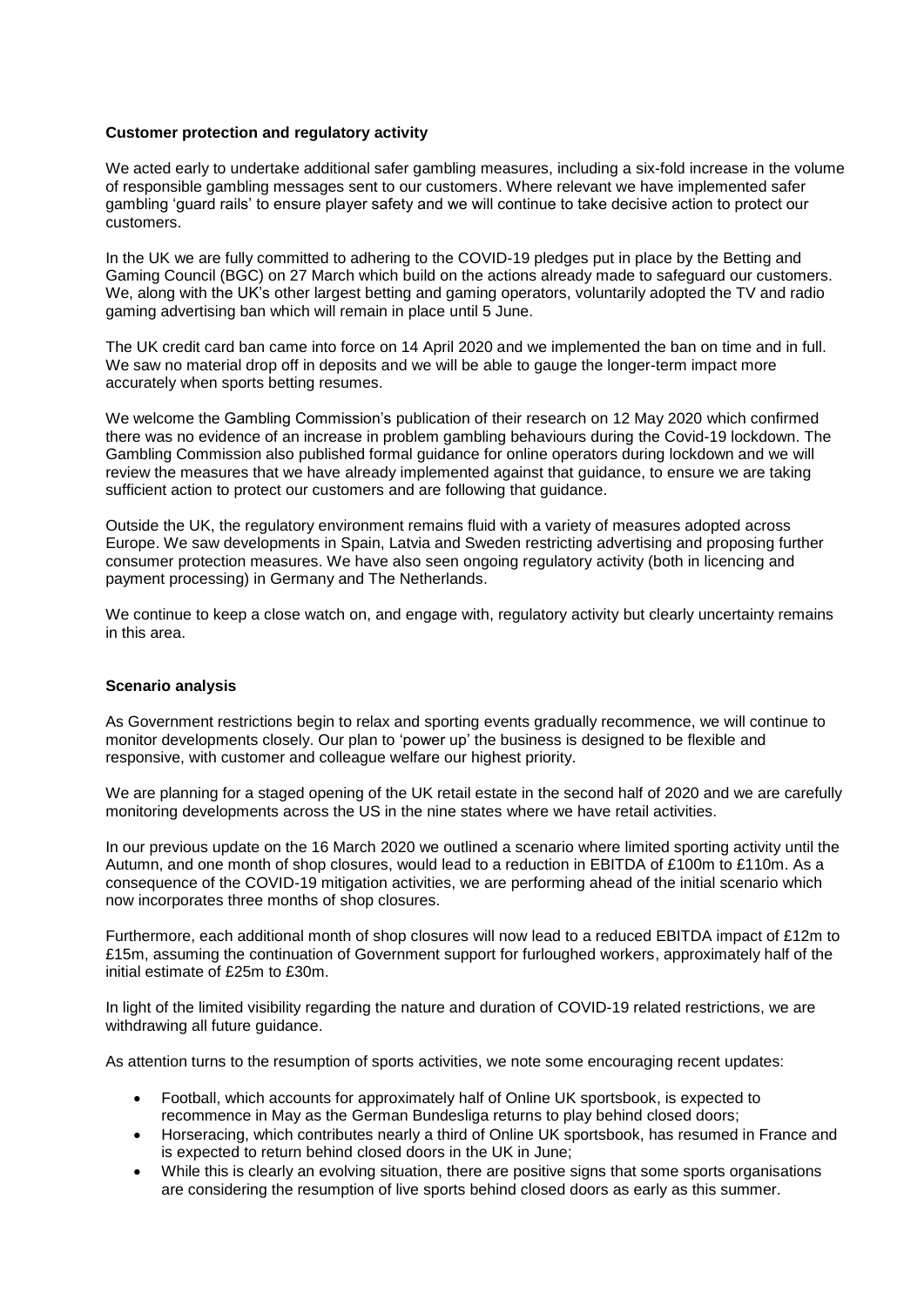**Customer protection and regulatory activity**

We acted early to undertake additional safer gambling measures, including a six-fold increase in the volume of responsible gambling messages sent to our customers. Where relevant we have implemented safer gambling 'guard rails' to ensure player safety and we will continue to take decisive action to protect our customers.

In the UK we are fully committed to adhering to the COVID-19 pledges put in place by the Betting and Gaming Council (BGC) on 27 March which build on the actions already made to safeguard our customers. We, along with the UK's other largest betting and gaming operators, voluntarily adopted the TV and radio gaming advertising ban which will remain in place until 5 June.

The UK credit card ban came into force on 14 April 2020 and we implemented the ban on time and in full. We saw no material drop off in deposits and we will be able to gauge the longer-term impact more accurately when sports betting resumes.

We welcome the Gambling Commission's publication of their research on 12 May 2020 which confirmed there was no evidence of an increase in problem gambling behaviours during the Covid-19 lockdown. The Gambling Commission also published formal guidance for online operators during lockdown and we will review the measures that we have already implemented against that guidance, to ensure we are taking sufficient action to protect our customers and are following that guidance.

Outside the UK, the regulatory environment remains fluid with a variety of measures adopted across Europe. We saw developments in Spain, Latvia and Sweden restricting advertising and proposing further consumer protection measures. We have also seen ongoing regulatory activity (both in licencing and payment processing) in Germany and The Netherlands.

We continue to keep a close watch on, and engage with, regulatory activity but clearly uncertainty remains in this area.

**Scenario analysis**

As Government restrictions begin to relax and sporting events gradually recommence, we will continue to monitor developments closely. Our plan to 'power up' the business is designed to be flexible and responsive, with customer and colleague welfare our highest priority.

We are planning for a staged opening of the UK retail estate in the second half of 2020 and we are carefully monitoring developments across the US in the nine states where we have retail activities.

In our previous update on the 16 March 2020 we outlined a scenario where limited sporting activity until the Autumn, and one month of shop closures, would lead to a reduction in EBITDA of £100m to £110m. As a consequence of the COVID-19 mitigation activities, we are performing ahead of the initial scenario which now incorporates three months of shop closures.

Furthermore, each additional month of shop closures will now lead to a reduced EBITDA impact of £12m to £15m, assuming the continuation of Government support for furloughed workers, approximately half of the initial estimate of £25m to £30m.

In light of the limited visibility regarding the nature and duration of COVID-19 related restrictions, we are withdrawing all future guidance.

As attention turns to the resumption of sports activities, we note some encouraging recent updates:

- Football, which accounts for approximately half of Online UK sportsbook, is expected to recommence in May as the German Bundesliga returns to play behind closed doors;
- Horseracing, which contributes nearly a third of Online UK sportsbook, has resumed in France and is expected to return behind closed doors in the UK in June;
- While this is clearly an evolving situation, there are positive signs that some sports organisations are considering the resumption of live sports behind closed doors as early as this summer.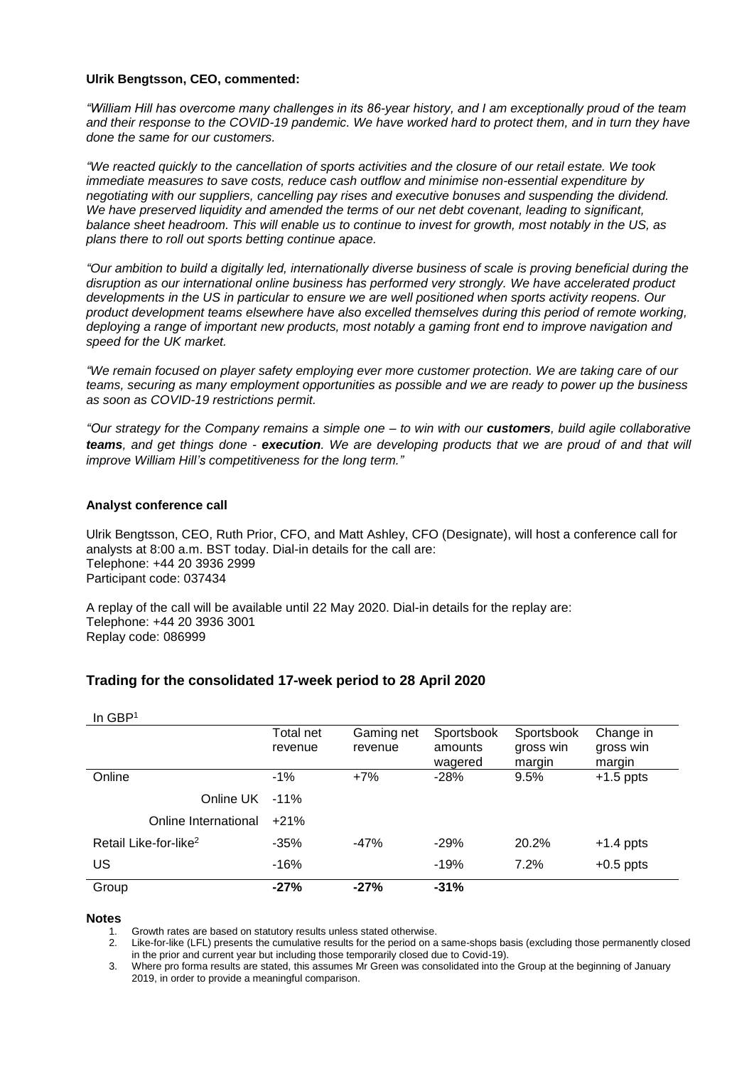**Ulrik Bengtsson, CEO, commented:**

*"William Hill has overcome many challenges in its 86-year history, and I am exceptionally proud of the team and their response to the COVID-19 pandemic. We have worked hard to protect them, and in turn they have done the same for our customers.*

*"We reacted quickly to the cancellation of sports activities and the closure of our retail estate. We took immediate measures to save costs, reduce cash outflow and minimise non-essential expenditure by negotiating with our suppliers, cancelling pay rises and executive bonuses and suspending the dividend. We have preserved liquidity and amended the terms of our net debt covenant, leading to significant, balance sheet headroom. This will enable us to continue to invest for growth, most notably in the US, as plans there to roll out sports betting continue apace.*

*"Our ambition to build a digitally led, internationally diverse business of scale is proving beneficial during the disruption as our international online business has performed very strongly. We have accelerated product developments in the US in particular to ensure we are well positioned when sports activity reopens. Our product development teams elsewhere have also excelled themselves during this period of remote working, deploying a range of important new products, most notably a gaming front end to improve navigation and speed for the UK market.*

*"We remain focused on player safety employing ever more customer protection. We are taking care of our teams, securing as many employment opportunities as possible and we are ready to power up the business as soon as COVID-19 restrictions permit.*

*"Our strategy for the Company remains a simple one – to win with our **customers**, build agile collaborative **teams**, and get things done - **execution**. We are developing products that we are proud of and that will improve William Hill's competitiveness for the long term."*

**Analyst conference call**

Ulrik Bengtsson, CEO, Ruth Prior, CFO, and Matt Ashley, CFO (Designate), will host a conference call for analysts at 8:00 a.m. BST today. Dial-in details for the call are:
Telephone: +44 20 3936 2999
Participant code: 037434

A replay of the call will be available until 22 May 2020. Dial-in details for the replay are:
Telephone: +44 20 3936 3001
Replay code: 086999

## Trading for the consolidated 17-week period to 28 April 2020

In GBP[1]

| | Total net revenue | Gaming net revenue | Sportsbook amounts wagered | Sportsbook gross win margin | Change in gross win margin |
|---|---|---|---|---|---|
| Online | -1% | +7% | -28% | 9.5% | +1.5 ppts |
| Online UK | -11% | | | | |
| Online International | +21% | | | | |
| Retail Like-for-like[2] | -35% | -47% | -29% | 20.2% | +1.4 ppts |
| US | -16% | | -19% | 7.2% | +0.5 ppts |
| Group | **-27%** | **-27%** | **-31%** | | |

**Notes**

1. Growth rates are based on statutory results unless stated otherwise.
2. Like-for-like (LFL) presents the cumulative results for the period on a same-shops basis (excluding those permanently closed in the prior and current year but including those temporarily closed due to Covid-19).
3. Where pro forma results are stated, this assumes Mr Green was consolidated into the Group at the beginning of January 2019, in order to provide a meaningful comparison.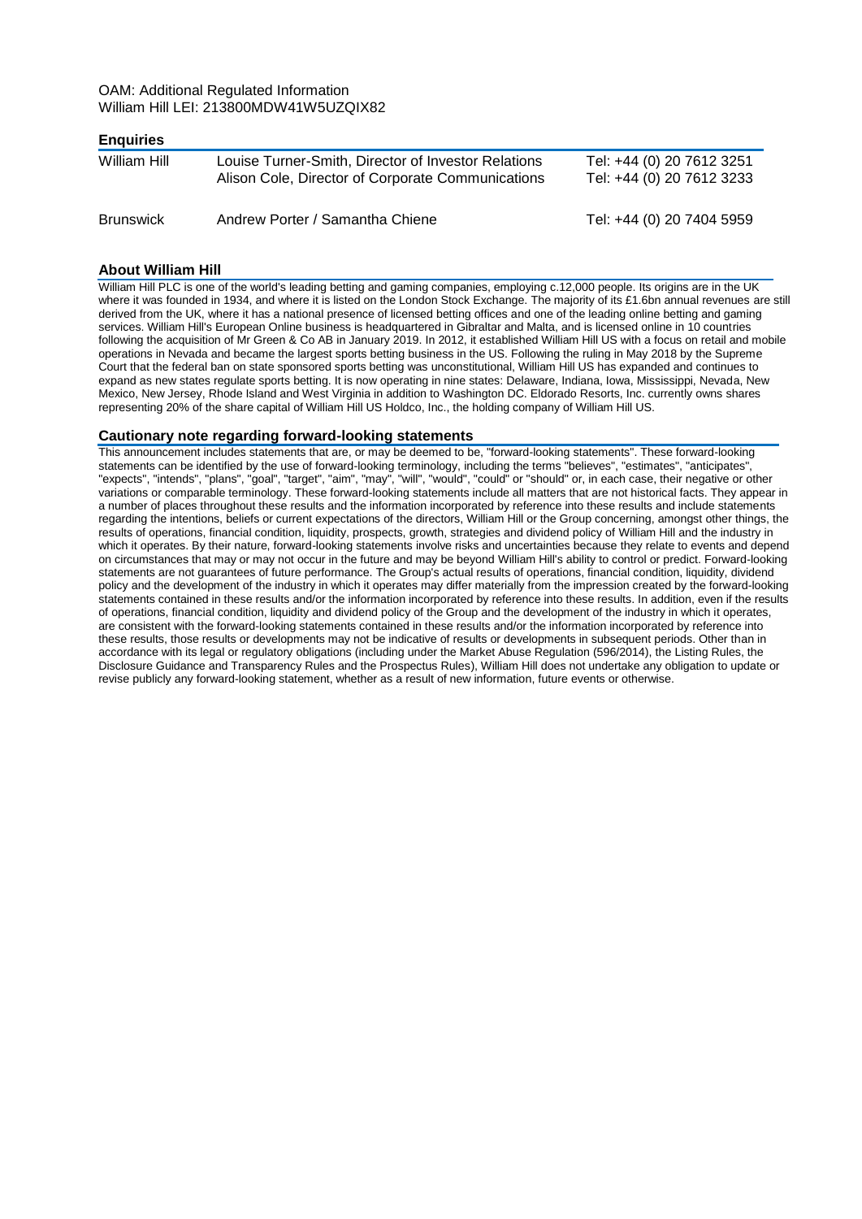OAM: Additional Regulated Information
William Hill LEI: 213800MDW41W5UZQIX82

## Enquiries

| | | |
|---|---|---|
| William Hill | Louise Turner-Smith, Director of Investor Relations<br>Alison Cole, Director of Corporate Communications | Tel: +44 (0) 20 7612 3251<br>Tel: +44 (0) 20 7612 3233 |
| Brunswick | Andrew Porter / Samantha Chiene | Tel: +44 (0) 20 7404 5959 |

## About William Hill

William Hill PLC is one of the world's leading betting and gaming companies, employing c.12,000 people. Its origins are in the UK where it was founded in 1934, and where it is listed on the London Stock Exchange. The majority of its £1.6bn annual revenues are still derived from the UK, where it has a national presence of licensed betting offices and one of the leading online betting and gaming services. William Hill's European Online business is headquartered in Gibraltar and Malta, and is licensed online in 10 countries following the acquisition of Mr Green & Co AB in January 2019. In 2012, it established William Hill US with a focus on retail and mobile operations in Nevada and became the largest sports betting business in the US. Following the ruling in May 2018 by the Supreme Court that the federal ban on state sponsored sports betting was unconstitutional, William Hill US has expanded and continues to expand as new states regulate sports betting. It is now operating in nine states: Delaware, Indiana, Iowa, Mississippi, Nevada, New Mexico, New Jersey, Rhode Island and West Virginia in addition to Washington DC. Eldorado Resorts, Inc. currently owns shares representing 20% of the share capital of William Hill US Holdco, Inc., the holding company of William Hill US.

## Cautionary note regarding forward-looking statements

This announcement includes statements that are, or may be deemed to be, "forward-looking statements". These forward-looking statements can be identified by the use of forward-looking terminology, including the terms "believes", "estimates", "anticipates", "expects", "intends", "plans", "goal", "target", "aim", "may", "will", "would", "could" or "should" or, in each case, their negative or other variations or comparable terminology. These forward-looking statements include all matters that are not historical facts. They appear in a number of places throughout these results and the information incorporated by reference into these results and include statements regarding the intentions, beliefs or current expectations of the directors, William Hill or the Group concerning, amongst other things, the results of operations, financial condition, liquidity, prospects, growth, strategies and dividend policy of William Hill and the industry in which it operates. By their nature, forward-looking statements involve risks and uncertainties because they relate to events and depend on circumstances that may or may not occur in the future and may be beyond William Hill's ability to control or predict. Forward-looking statements are not guarantees of future performance. The Group's actual results of operations, financial condition, liquidity, dividend policy and the development of the industry in which it operates may differ materially from the impression created by the forward-looking statements contained in these results and/or the information incorporated by reference into these results. In addition, even if the results of operations, financial condition, liquidity and dividend policy of the Group and the development of the industry in which it operates, are consistent with the forward-looking statements contained in these results and/or the information incorporated by reference into these results, those results or developments may not be indicative of results or developments in subsequent periods. Other than in accordance with its legal or regulatory obligations (including under the Market Abuse Regulation (596/2014), the Listing Rules, the Disclosure Guidance and Transparency Rules and the Prospectus Rules), William Hill does not undertake any obligation to update or revise publicly any forward-looking statement, whether as a result of new information, future events or otherwise.